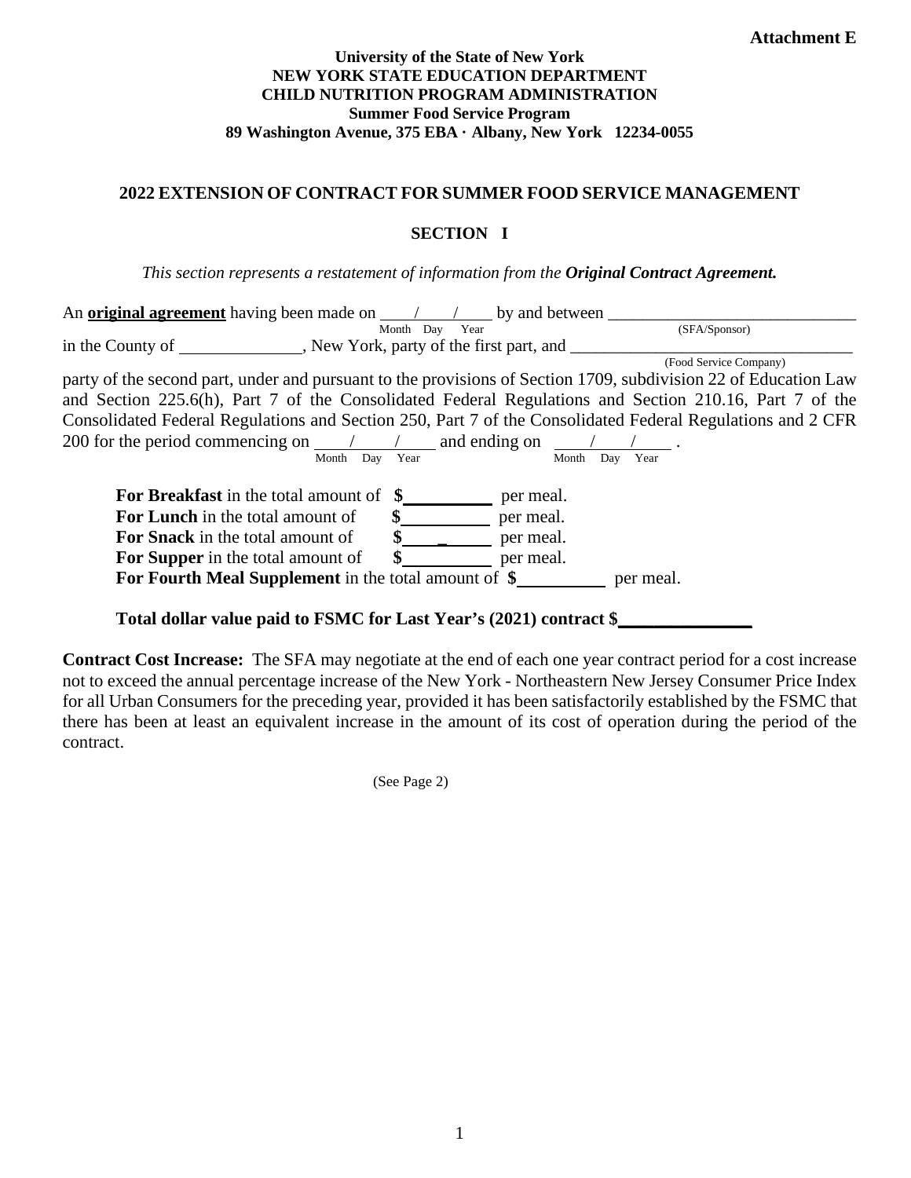**Attachment E**

**University of the State of New York**
**NEW YORK STATE EDUCATION DEPARTMENT**
**CHILD NUTRITION PROGRAM ADMINISTRATION**
**Summer Food Service Program**
**89 Washington Avenue, 375 EBA · Albany, New York 12234-0055**

## 2022 EXTENSION OF CONTRACT FOR SUMMER FOOD SERVICE MANAGEMENT

### SECTION I

*This section represents a restatement of information from the* ***Original Contract Agreement.***

An **original agreement** having been made on ____/____/____ (Month Day Year) by and between ______________________________ (SFA/Sponsor) in the County of ______________, New York, party of the first part, and ________________________________ (Food Service Company) party of the second part, under and pursuant to the provisions of Section 1709, subdivision 22 of Education Law and Section 225.6(h), Part 7 of the Consolidated Federal Regulations and Section 210.16, Part 7 of the Consolidated Federal Regulations and Section 250, Part 7 of the Consolidated Federal Regulations and 2 CFR 200 for the period commencing on ____/____/____ (Month Day Year) and ending on ____/____/____ (Month Day Year).

**For Breakfast** in the total amount of **$**__________ per meal.
**For Lunch** in the total amount of **$**__________ per meal.
**For Snack** in the total amount of **$**__________ per meal.
**For Supper** in the total amount of **$**__________ per meal.
**For Fourth Meal Supplement** in the total amount of **$**__________ per meal.

**Total dollar value paid to FSMC for Last Year's (2021) contract $**_______________

**Contract Cost Increase:** The SFA may negotiate at the end of each one year contract period for a cost increase not to exceed the annual percentage increase of the New York - Northeastern New Jersey Consumer Price Index for all Urban Consumers for the preceding year, provided it has been satisfactorily established by the FSMC that there has been at least an equivalent increase in the amount of its cost of operation during the period of the contract.

(See Page 2)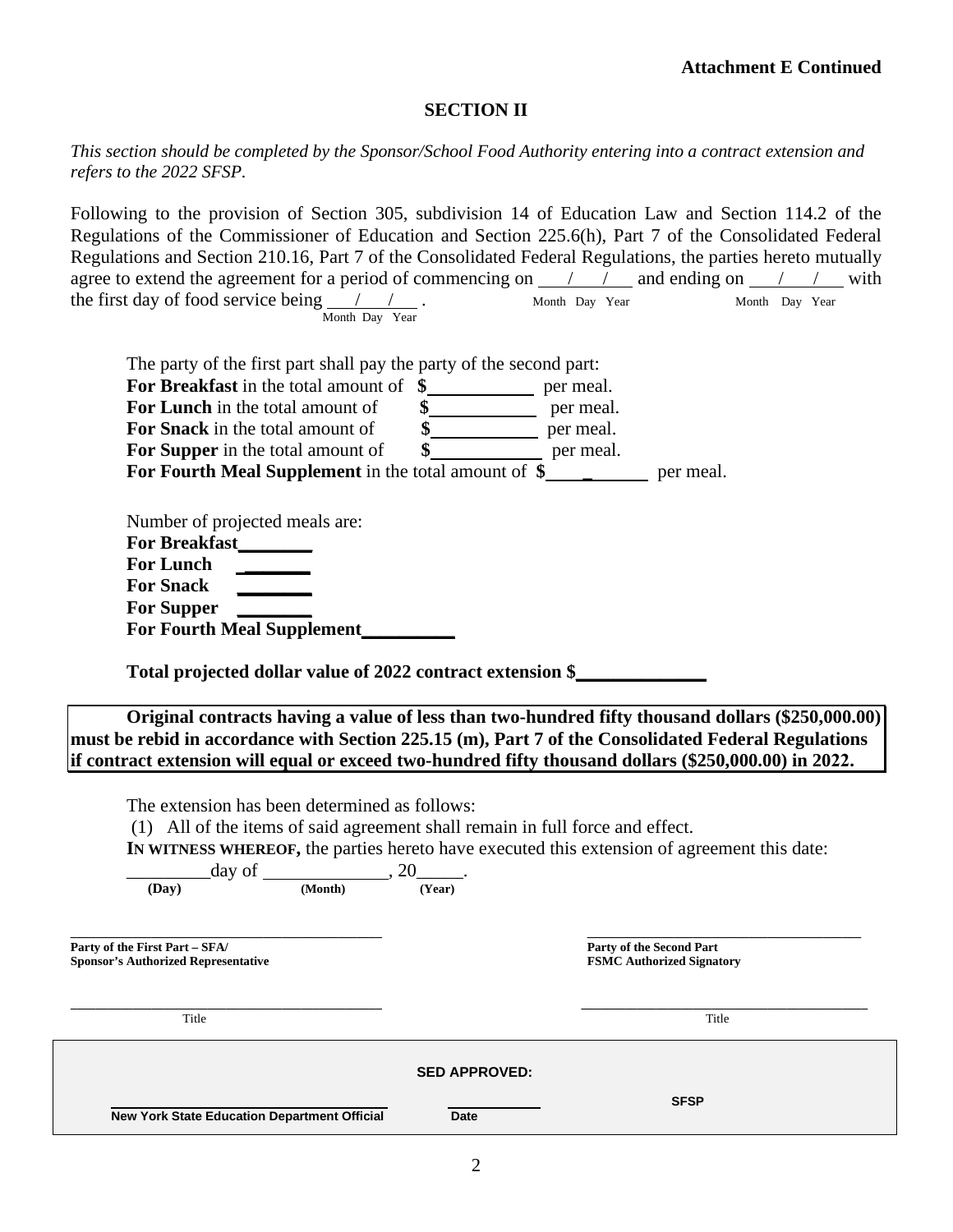**Attachment E Continued**

## SECTION II

*This section should be completed by the Sponsor/School Food Authority entering into a contract extension and refers to the 2022 SFSP.*

Following to the provision of Section 305, subdivision 14 of Education Law and Section 114.2 of the Regulations of the Commissioner of Education and Section 225.6(h), Part 7 of the Consolidated Federal Regulations and Section 210.16, Part 7 of the Consolidated Federal Regulations, the parties hereto mutually agree to extend the agreement for a period of commencing on \_\_\_/\_\_\_/\_\_\_ (Month Day Year) and ending on \_\_\_/\_\_\_/\_\_\_ (Month Day Year) with the first day of food service being \_\_\_/\_\_\_/\_\_\_ (Month Day Year).

The party of the first part shall pay the party of the second part:
**For Breakfast** in the total amount of **$**\_\_\_\_\_\_\_\_\_\_ per meal.
**For Lunch** in the total amount of **$**\_\_\_\_\_\_\_\_\_\_ per meal.
**For Snack** in the total amount of **$**\_\_\_\_\_\_\_\_\_\_ per meal.
**For Supper** in the total amount of **$**\_\_\_\_\_\_\_\_\_\_ per meal.
**For Fourth Meal Supplement** in the total amount of **$**\_\_\_\_\_\_\_\_\_\_ per meal.

Number of projected meals are:
**For Breakfast**\_\_\_\_\_\_\_\_
**For Lunch** \_\_\_\_\_\_\_\_
**For Snack** \_\_\_\_\_\_\_\_
**For Supper** \_\_\_\_\_\_\_\_
**For Fourth Meal Supplement**\_\_\_\_\_\_\_\_\_\_

**Total projected dollar value of 2022 contract extension $**\_\_\_\_\_\_\_\_\_\_\_\_\_\_

**Original contracts having a value of less than two-hundred fifty thousand dollars ($250,000.00) must be rebid in accordance with Section 225.15 (m), Part 7 of the Consolidated Federal Regulations if contract extension will equal or exceed two-hundred fifty thousand dollars ($250,000.00) in 2022.**

The extension has been determined as follows:
(1) All of the items of said agreement shall remain in full force and effect.
**IN WITNESS WHEREOF,** the parties hereto have executed this extension of agreement this date:
\_\_\_\_\_\_\_\_\_day of \_\_\_\_\_\_\_\_\_\_\_\_\_, 20\_\_\_\_\_.
**(Day)** **(Month)** **(Year)**

\_\_\_\_\_\_\_\_\_\_\_\_\_\_\_\_\_\_\_\_\_\_\_\_\_\_\_\_\_\_\_\_\_\_\_\_\_\_
**Party of the First Part – SFA/**
**Sponsor's Authorized Representative**

\_\_\_\_\_\_\_\_\_\_\_\_\_\_\_\_\_\_\_\_\_\_\_\_\_\_\_\_\_\_\_\_\_\_\_\_\_\_
Title

\_\_\_\_\_\_\_\_\_\_\_\_\_\_\_\_\_\_\_\_\_\_\_\_\_\_\_\_\_\_\_\_\_\_\_\_\_\_
**Party of the Second Part**
**FSMC Authorized Signatory**

\_\_\_\_\_\_\_\_\_\_\_\_\_\_\_\_\_\_\_\_\_\_\_\_\_\_\_\_\_\_\_\_\_\_\_\_\_\_
Title

**SED APPROVED:**

\_\_\_\_\_\_\_\_\_\_\_\_\_\_\_\_\_\_\_\_\_\_\_\_\_\_\_\_\_\_\_\_\_\_\_\_\_\_
**New York State Education Department Official**

\_\_\_\_\_\_\_\_\_\_\_
**Date**

**SFSP**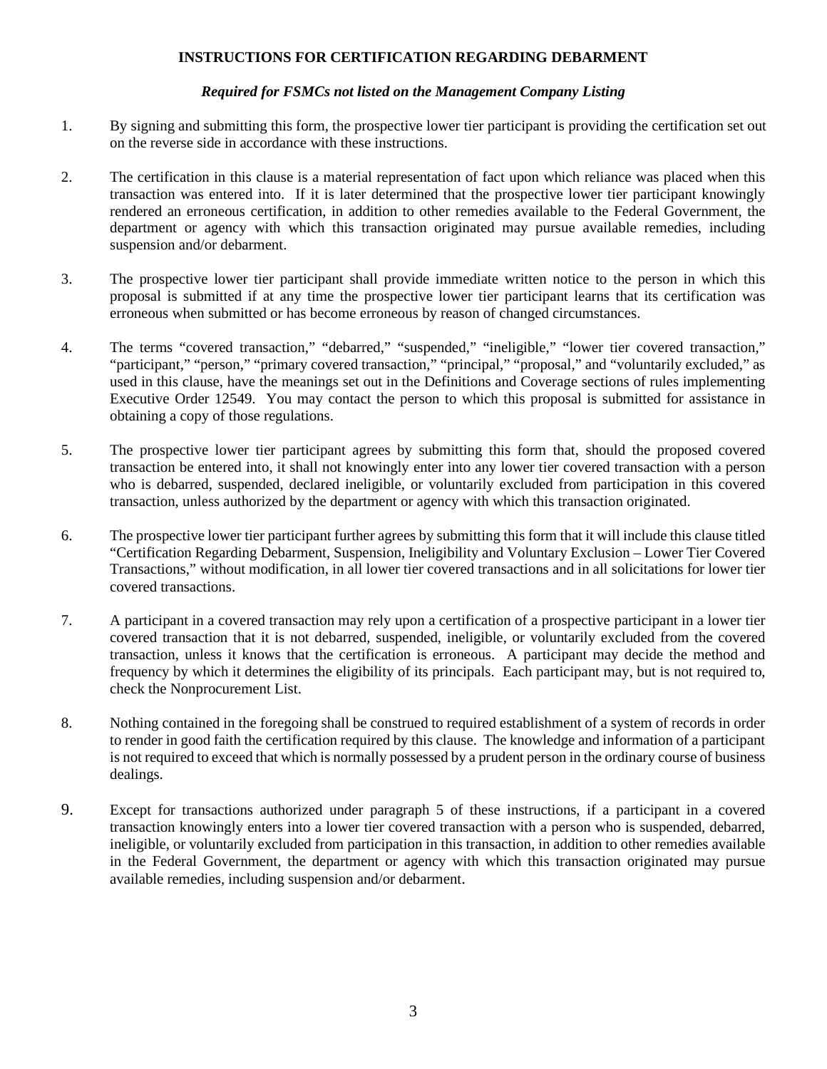**INSTRUCTIONS FOR CERTIFICATION REGARDING DEBARMENT**

***Required for FSMCs not listed on the Management Company Listing***

1. By signing and submitting this form, the prospective lower tier participant is providing the certification set out on the reverse side in accordance with these instructions.

2. The certification in this clause is a material representation of fact upon which reliance was placed when this transaction was entered into. If it is later determined that the prospective lower tier participant knowingly rendered an erroneous certification, in addition to other remedies available to the Federal Government, the department or agency with which this transaction originated may pursue available remedies, including suspension and/or debarment.

3. The prospective lower tier participant shall provide immediate written notice to the person in which this proposal is submitted if at any time the prospective lower tier participant learns that its certification was erroneous when submitted or has become erroneous by reason of changed circumstances.

4. The terms "covered transaction," "debarred," "suspended," "ineligible," "lower tier covered transaction," "participant," "person," "primary covered transaction," "principal," "proposal," and "voluntarily excluded," as used in this clause, have the meanings set out in the Definitions and Coverage sections of rules implementing Executive Order 12549. You may contact the person to which this proposal is submitted for assistance in obtaining a copy of those regulations.

5. The prospective lower tier participant agrees by submitting this form that, should the proposed covered transaction be entered into, it shall not knowingly enter into any lower tier covered transaction with a person who is debarred, suspended, declared ineligible, or voluntarily excluded from participation in this covered transaction, unless authorized by the department or agency with which this transaction originated.

6. The prospective lower tier participant further agrees by submitting this form that it will include this clause titled "Certification Regarding Debarment, Suspension, Ineligibility and Voluntary Exclusion – Lower Tier Covered Transactions," without modification, in all lower tier covered transactions and in all solicitations for lower tier covered transactions.

7. A participant in a covered transaction may rely upon a certification of a prospective participant in a lower tier covered transaction that it is not debarred, suspended, ineligible, or voluntarily excluded from the covered transaction, unless it knows that the certification is erroneous. A participant may decide the method and frequency by which it determines the eligibility of its principals. Each participant may, but is not required to, check the Nonprocurement List.

8. Nothing contained in the foregoing shall be construed to required establishment of a system of records in order to render in good faith the certification required by this clause. The knowledge and information of a participant is not required to exceed that which is normally possessed by a prudent person in the ordinary course of business dealings.

9. Except for transactions authorized under paragraph 5 of these instructions, if a participant in a covered transaction knowingly enters into a lower tier covered transaction with a person who is suspended, debarred, ineligible, or voluntarily excluded from participation in this transaction, in addition to other remedies available in the Federal Government, the department or agency with which this transaction originated may pursue available remedies, including suspension and/or debarment.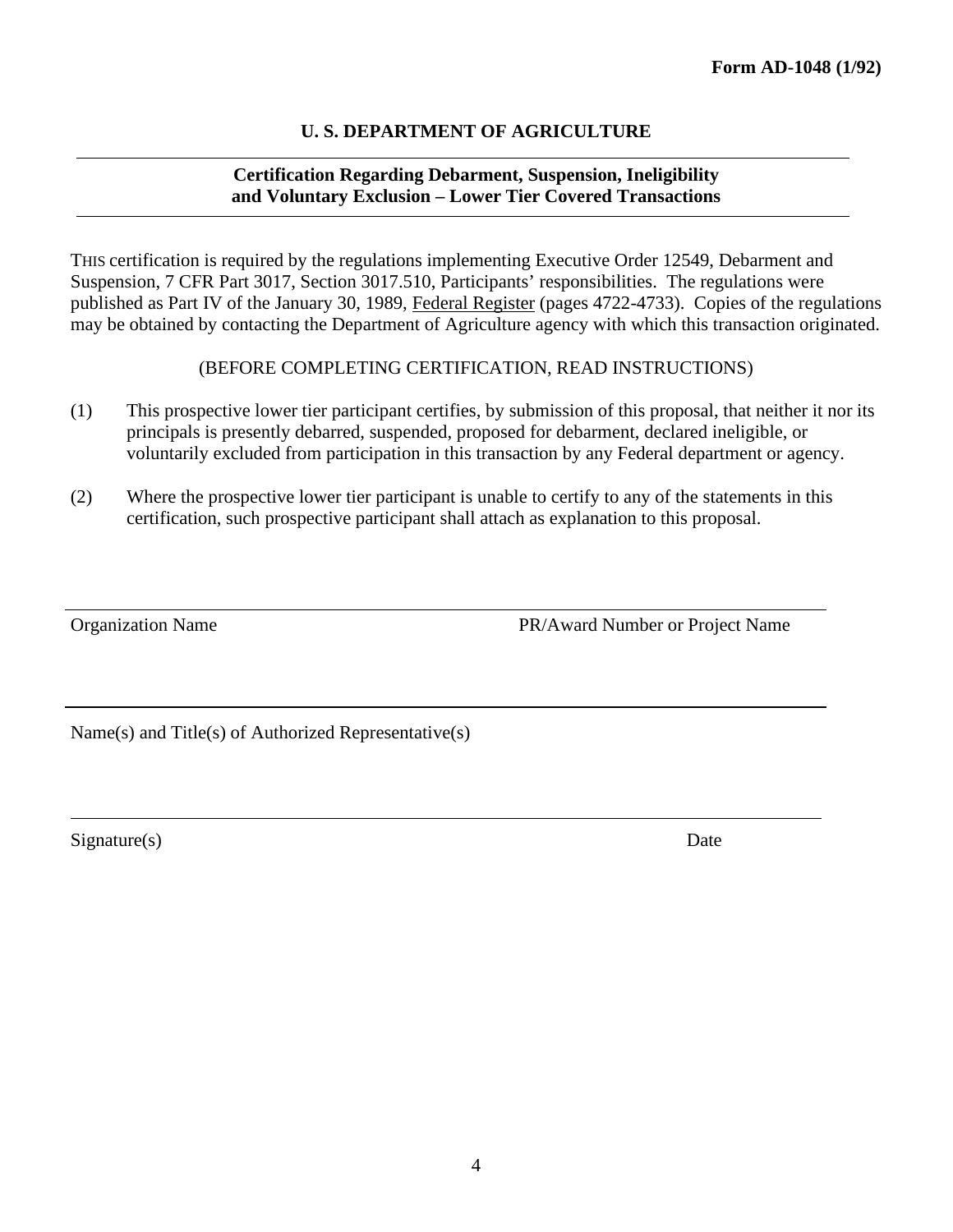**Form AD-1048 (1/92)**

# U. S. DEPARTMENT OF AGRICULTURE

## Certification Regarding Debarment, Suspension, Ineligibility and Voluntary Exclusion – Lower Tier Covered Transactions

THIS certification is required by the regulations implementing Executive Order 12549, Debarment and Suspension, 7 CFR Part 3017, Section 3017.510, Participants' responsibilities. The regulations were published as Part IV of the January 30, 1989, Federal Register (pages 4722-4733). Copies of the regulations may be obtained by contacting the Department of Agriculture agency with which this transaction originated.

(BEFORE COMPLETING CERTIFICATION, READ INSTRUCTIONS)

(1) This prospective lower tier participant certifies, by submission of this proposal, that neither it nor its principals is presently debarred, suspended, proposed for debarment, declared ineligible, or voluntarily excluded from participation in this transaction by any Federal department or agency.

(2) Where the prospective lower tier participant is unable to certify to any of the statements in this certification, such prospective participant shall attach as explanation to this proposal.

\_\_\_\_\_\_\_\_\_\_\_\_\_\_\_\_\_\_\_\_\_\_\_\_\_\_\_\_\_\_\_\_\_\_\_\_\_\_\_\_\_\_\_\_\_\_\_\_\_\_\_\_\_\_\_\_\_\_\_\_\_\_\_\_\_\_\_\_\_\_

Organization Name                                             PR/Award Number or Project Name

\_\_\_\_\_\_\_\_\_\_\_\_\_\_\_\_\_\_\_\_\_\_\_\_\_\_\_\_\_\_\_\_\_\_\_\_\_\_\_\_\_\_\_\_\_\_\_\_\_\_\_\_\_\_\_\_\_\_\_\_\_\_\_\_\_\_\_\_\_\_

Name(s) and Title(s) of Authorized Representative(s)

\_\_\_\_\_\_\_\_\_\_\_\_\_\_\_\_\_\_\_\_\_\_\_\_\_\_\_\_\_\_\_\_\_\_\_\_\_\_\_\_\_\_\_\_\_\_\_\_\_\_\_\_\_\_\_\_\_\_\_\_\_\_\_\_\_\_\_\_\_\_

Signature(s)                                                                                          Date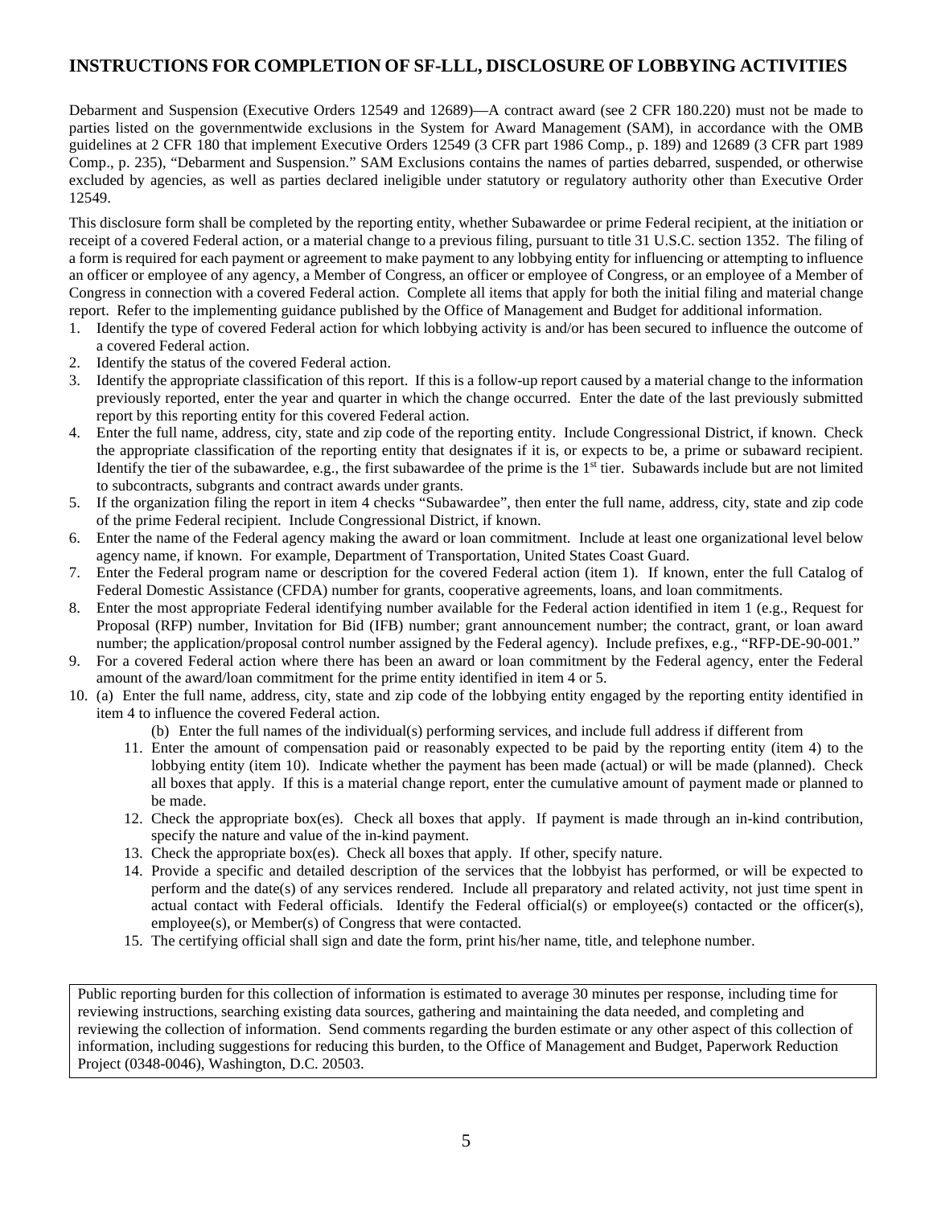## INSTRUCTIONS FOR COMPLETION OF SF-LLL, DISCLOSURE OF LOBBYING ACTIVITIES

Debarment and Suspension (Executive Orders 12549 and 12689)—A contract award (see 2 CFR 180.220) must not be made to parties listed on the governmentwide exclusions in the System for Award Management (SAM), in accordance with the OMB guidelines at 2 CFR 180 that implement Executive Orders 12549 (3 CFR part 1986 Comp., p. 189) and 12689 (3 CFR part 1989 Comp., p. 235), "Debarment and Suspension." SAM Exclusions contains the names of parties debarred, suspended, or otherwise excluded by agencies, as well as parties declared ineligible under statutory or regulatory authority other than Executive Order 12549.

This disclosure form shall be completed by the reporting entity, whether Subawardee or prime Federal recipient, at the initiation or receipt of a covered Federal action, or a material change to a previous filing, pursuant to title 31 U.S.C. section 1352. The filing of a form is required for each payment or agreement to make payment to any lobbying entity for influencing or attempting to influence an officer or employee of any agency, a Member of Congress, an officer or employee of Congress, or an employee of a Member of Congress in connection with a covered Federal action. Complete all items that apply for both the initial filing and material change report. Refer to the implementing guidance published by the Office of Management and Budget for additional information.

1. Identify the type of covered Federal action for which lobbying activity is and/or has been secured to influence the outcome of a covered Federal action.
2. Identify the status of the covered Federal action.
3. Identify the appropriate classification of this report. If this is a follow-up report caused by a material change to the information previously reported, enter the year and quarter in which the change occurred. Enter the date of the last previously submitted report by this reporting entity for this covered Federal action.
4. Enter the full name, address, city, state and zip code of the reporting entity. Include Congressional District, if known. Check the appropriate classification of the reporting entity that designates if it is, or expects to be, a prime or subaward recipient. Identify the tier of the subawardee, e.g., the first subawardee of the prime is the 1st tier. Subawards include but are not limited to subcontracts, subgrants and contract awards under grants.
5. If the organization filing the report in item 4 checks "Subawardee", then enter the full name, address, city, state and zip code of the prime Federal recipient. Include Congressional District, if known.
6. Enter the name of the Federal agency making the award or loan commitment. Include at least one organizational level below agency name, if known. For example, Department of Transportation, United States Coast Guard.
7. Enter the Federal program name or description for the covered Federal action (item 1). If known, enter the full Catalog of Federal Domestic Assistance (CFDA) number for grants, cooperative agreements, loans, and loan commitments.
8. Enter the most appropriate Federal identifying number available for the Federal action identified in item 1 (e.g., Request for Proposal (RFP) number, Invitation for Bid (IFB) number; grant announcement number; the contract, grant, or loan award number; the application/proposal control number assigned by the Federal agency). Include prefixes, e.g., "RFP-DE-90-001."
9. For a covered Federal action where there has been an award or loan commitment by the Federal agency, enter the Federal amount of the award/loan commitment for the prime entity identified in item 4 or 5.
10. (a) Enter the full name, address, city, state and zip code of the lobbying entity engaged by the reporting entity identified in item 4 to influence the covered Federal action.

    (b) Enter the full names of the individual(s) performing services, and include full address if different from
11. Enter the amount of compensation paid or reasonably expected to be paid by the reporting entity (item 4) to the lobbying entity (item 10). Indicate whether the payment has been made (actual) or will be made (planned). Check all boxes that apply. If this is a material change report, enter the cumulative amount of payment made or planned to be made.
12. Check the appropriate box(es). Check all boxes that apply. If payment is made through an in-kind contribution, specify the nature and value of the in-kind payment.
13. Check the appropriate box(es). Check all boxes that apply. If other, specify nature.
14. Provide a specific and detailed description of the services that the lobbyist has performed, or will be expected to perform and the date(s) of any services rendered. Include all preparatory and related activity, not just time spent in actual contact with Federal officials. Identify the Federal official(s) or employee(s) contacted or the officer(s), employee(s), or Member(s) of Congress that were contacted.
15. The certifying official shall sign and date the form, print his/her name, title, and telephone number.

Public reporting burden for this collection of information is estimated to average 30 minutes per response, including time for reviewing instructions, searching existing data sources, gathering and maintaining the data needed, and completing and reviewing the collection of information. Send comments regarding the burden estimate or any other aspect of this collection of information, including suggestions for reducing this burden, to the Office of Management and Budget, Paperwork Reduction Project (0348-0046), Washington, D.C. 20503.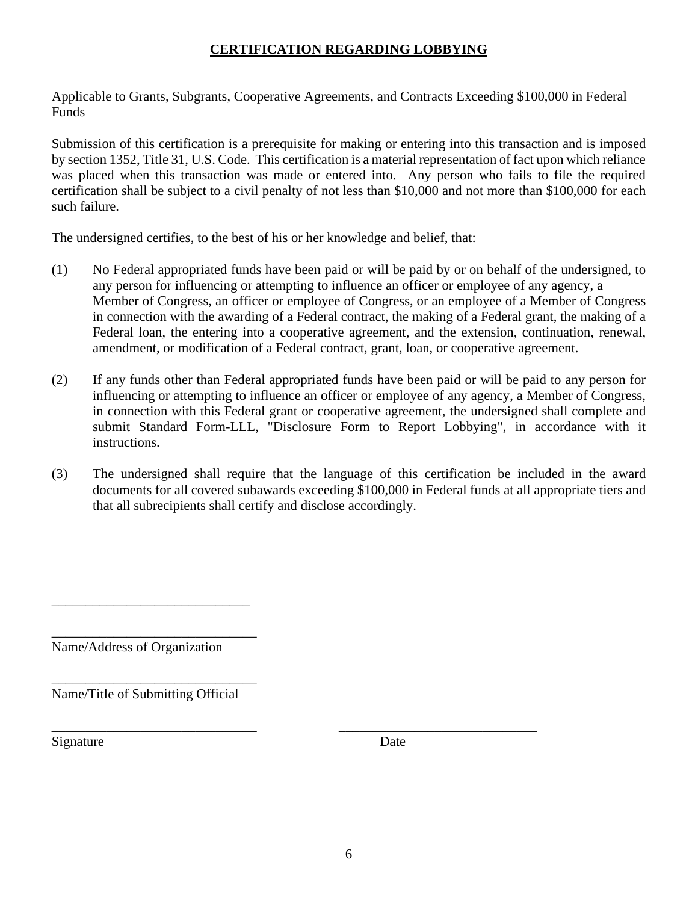# CERTIFICATION REGARDING LOBBYING

---

Applicable to Grants, Subgrants, Cooperative Agreements, and Contracts Exceeding $100,000 in Federal Funds

---

Submission of this certification is a prerequisite for making or entering into this transaction and is imposed by section 1352, Title 31, U.S. Code. This certification is a material representation of fact upon which reliance was placed when this transaction was made or entered into. Any person who fails to file the required certification shall be subject to a civil penalty of not less than $10,000 and not more than $100,000 for each such failure.

The undersigned certifies, to the best of his or her knowledge and belief, that:

(1) No Federal appropriated funds have been paid or will be paid by or on behalf of the undersigned, to any person for influencing or attempting to influence an officer or employee of any agency, a Member of Congress, an officer or employee of Congress, or an employee of a Member of Congress in connection with the awarding of a Federal contract, the making of a Federal grant, the making of a Federal loan, the entering into a cooperative agreement, and the extension, continuation, renewal, amendment, or modification of a Federal contract, grant, loan, or cooperative agreement.

(2) If any funds other than Federal appropriated funds have been paid or will be paid to any person for influencing or attempting to influence an officer or employee of any agency, a Member of Congress, in connection with this Federal grant or cooperative agreement, the undersigned shall complete and submit Standard Form-LLL, "Disclosure Form to Report Lobbying", in accordance with it instructions.

(3) The undersigned shall require that the language of this certification be included in the award documents for all covered subawards exceeding $100,000 in Federal funds at all appropriate tiers and that all subrecipients shall certify and disclose accordingly.

\_\_\_\_\_\_\_\_\_\_\_\_\_\_\_\_\_\_\_\_\_\_\_\_\_\_\_\_\_\_

\_\_\_\_\_\_\_\_\_\_\_\_\_\_\_\_\_\_\_\_\_\_\_\_\_\_\_\_\_\_
Name/Address of Organization

\_\_\_\_\_\_\_\_\_\_\_\_\_\_\_\_\_\_\_\_\_\_\_\_\_\_\_\_\_\_
Name/Title of Submitting Official

\_\_\_\_\_\_\_\_\_\_\_\_\_\_\_\_\_\_\_\_\_\_\_\_\_\_\_\_\_\_ \_\_\_\_\_\_\_\_\_\_\_\_\_\_\_\_\_\_\_\_\_\_\_\_\_\_\_\_\_\_
Signature Date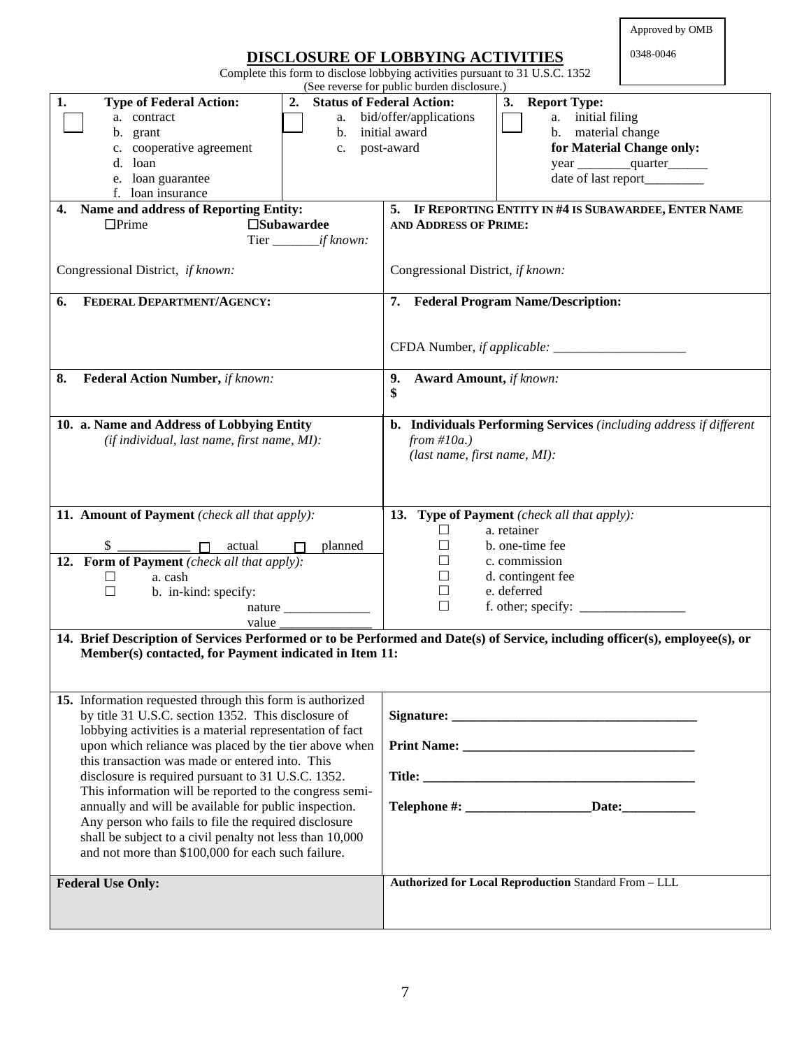Approved by OMB

0348-0046

# DISCLOSURE OF LOBBYING ACTIVITIES

Complete this form to disclose lobbying activities pursuant to 31 U.S.C. 1352
(See reverse for public burden disclosure.)

| | | |
|---|---|---|
| **1. Type of Federal Action:**<br>☐ a. contract<br>b. grant<br>c. cooperative agreement<br>d. loan<br>e. loan guarantee<br>f. loan insurance | **2. Status of Federal Action:**<br>☐ a. bid/offer/applications<br>b. initial award<br>c. post-award | **3. Report Type:**<br>☐ a. initial filing<br>b. material change<br>**for Material Change only:**<br>year ________quarter______<br>date of last report_________ |

| | |
|---|---|
| **4. Name and address of Reporting Entity:**<br>☐Prime ☐**Subawardee**<br>Tier _______*if known:*<br><br>Congressional District, *if known:* | **5. If Reporting Entity in #4 is Subawardee, Enter Name and Address of Prime:**<br><br>Congressional District, *if known:* |
| **6. Federal Department/Agency:** | **7. Federal Program Name/Description:**<br><br>CFDA Number, *if applicable:* ____________________ |
| **8. Federal Action Number,** *if known:* | **9. Award Amount,** *if known:*<br>**$** |
| **10. a. Name and Address of Lobbying Entity**<br>*(if individual, last name, first name, MI):* | **b. Individuals Performing Services** *(including address if different from #10a.)*<br>*(last name, first name, MI):* |
| **11. Amount of Payment** *(check all that apply):*<br>$ ___________ ☐ actual ☐ planned<br>**12. Form of Payment** *(check all that apply):*<br>☐ a. cash<br>☐ b. in-kind: specify:<br>nature _____________<br>value ______________ | **13. Type of Payment** *(check all that apply):*<br>☐ a. retainer<br>☐ b. one-time fee<br>☐ c. commission<br>☐ d. contingent fee<br>☐ e. deferred<br>☐ f. other; specify: ________________ |

**14. Brief Description of Services Performed or to be Performed and Date(s) of Service, including officer(s), employee(s), or Member(s) contacted, for Payment indicated in Item 11:**

| | |
|---|---|
| **15.** Information requested through this form is authorized by title 31 U.S.C. section 1352. This disclosure of lobbying activities is a material representation of fact upon which reliance was placed by the tier above when this transaction was made or entered into. This disclosure is required pursuant to 31 U.S.C. 1352. This information will be reported to the congress semi-annually and will be available for public inspection. Any person who fails to file the required disclosure shall be subject to a civil penalty not less than 10,000 and not more than $100,000 for each such failure. | **Signature:** ______________________________________<br><br>**Print Name:** ___________________________________<br><br>**Title:** __________________________________________<br><br>**Telephone #:** ___________________**Date:**___________ |
| **Federal Use Only:** | **Authorized for Local Reproduction** Standard From – LLL |